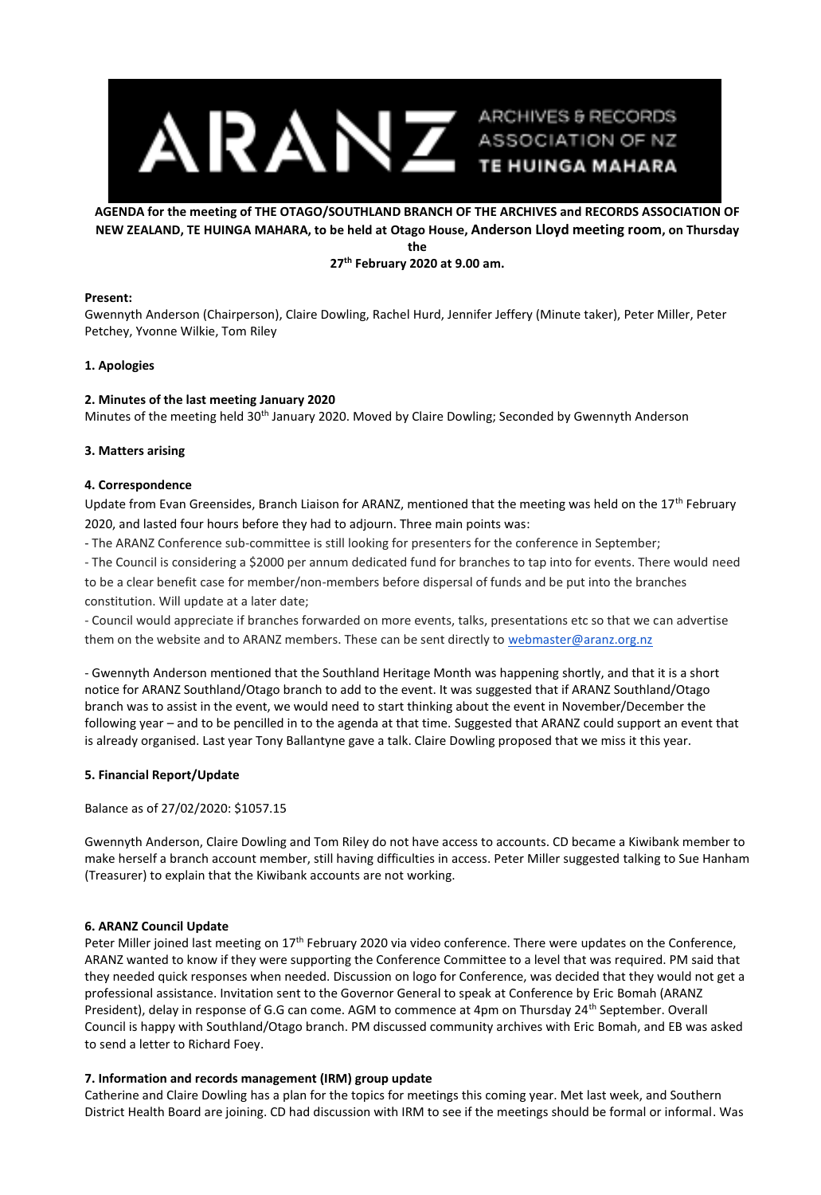ARANZ ARCHIVES & RECORDS ASSOCIATION OF NZ TE HUINGA MAHARA

**AGENDA for the meeting of THE OTAGO/SOUTHLAND BRANCH OF THE ARCHIVES and RECORDS ASSOCIATION OF NEW ZEALAND, TE HUINGA MAHARA, to be held at Otago House, Anderson Lloyd meeting room, on Thursday the 27th February 2020 at 9.00 am.**

**Present:**
Gwennyth Anderson (Chairperson), Claire Dowling, Rachel Hurd, Jennifer Jeffery (Minute taker), Peter Miller, Peter Petchey, Yvonne Wilkie, Tom Riley

**1. Apologies**

**2. Minutes of the last meeting January 2020**
Minutes of the meeting held 30th January 2020. Moved by Claire Dowling; Seconded by Gwennyth Anderson

**3. Matters arising**

**4. Correspondence**
Update from Evan Greensides, Branch Liaison for ARANZ, mentioned that the meeting was held on the 17th February 2020, and lasted four hours before they had to adjourn. Three main points was:

- The ARANZ Conference sub-committee is still looking for presenters for the conference in September;
- The Council is considering a $2000 per annum dedicated fund for branches to tap into for events. There would need to be a clear benefit case for member/non-members before dispersal of funds and be put into the branches constitution. Will update at a later date;
- Council would appreciate if branches forwarded on more events, talks, presentations etc so that we can advertise them on the website and to ARANZ members. These can be sent directly to webmaster@aranz.org.nz

- Gwennyth Anderson mentioned that the Southland Heritage Month was happening shortly, and that it is a short notice for ARANZ Southland/Otago branch to add to the event. It was suggested that if ARANZ Southland/Otago branch was to assist in the event, we would need to start thinking about the event in November/December the following year – and to be pencilled in to the agenda at that time. Suggested that ARANZ could support an event that is already organised. Last year Tony Ballantyne gave a talk. Claire Dowling proposed that we miss it this year.

**5. Financial Report/Update**

Balance as of 27/02/2020: $1057.15

Gwennyth Anderson, Claire Dowling and Tom Riley do not have access to accounts. CD became a Kiwibank member to make herself a branch account member, still having difficulties in access. Peter Miller suggested talking to Sue Hanham (Treasurer) to explain that the Kiwibank accounts are not working.

**6. ARANZ Council Update**
Peter Miller joined last meeting on 17th February 2020 via video conference. There were updates on the Conference, ARANZ wanted to know if they were supporting the Conference Committee to a level that was required. PM said that they needed quick responses when needed. Discussion on logo for Conference, was decided that they would not get a professional assistance. Invitation sent to the Governor General to speak at Conference by Eric Bomah (ARANZ President), delay in response of G.G can come. AGM to commence at 4pm on Thursday 24th September. Overall Council is happy with Southland/Otago branch. PM discussed community archives with Eric Bomah, and EB was asked to send a letter to Richard Foey.

**7. Information and records management (IRM) group update**
Catherine and Claire Dowling has a plan for the topics for meetings this coming year. Met last week, and Southern District Health Board are joining. CD had discussion with IRM to see if the meetings should be formal or informal. Was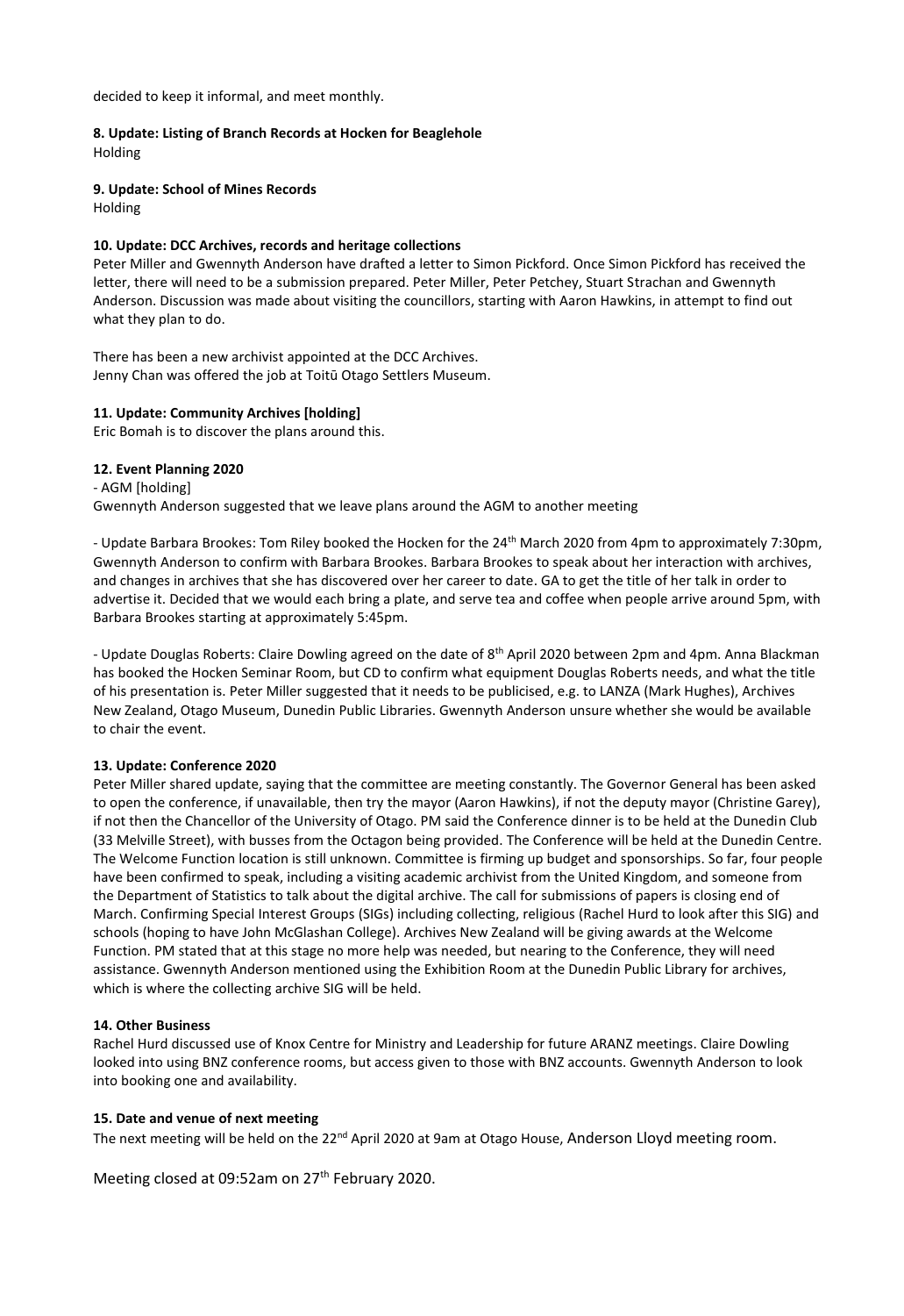decided to keep it informal, and meet monthly.

**8. Update: Listing of Branch Records at Hocken for Beaglehole**
Holding

**9. Update: School of Mines Records**
Holding

**10. Update: DCC Archives, records and heritage collections**
Peter Miller and Gwennyth Anderson have drafted a letter to Simon Pickford. Once Simon Pickford has received the letter, there will need to be a submission prepared. Peter Miller, Peter Petchey, Stuart Strachan and Gwennyth Anderson. Discussion was made about visiting the councillors, starting with Aaron Hawkins, in attempt to find out what they plan to do.

There has been a new archivist appointed at the DCC Archives.
Jenny Chan was offered the job at Toitū Otago Settlers Museum.

**11. Update: Community Archives [holding]**
Eric Bomah is to discover the plans around this.

**12. Event Planning 2020**
- AGM [holding]
Gwennyth Anderson suggested that we leave plans around the AGM to another meeting

- Update Barbara Brookes: Tom Riley booked the Hocken for the 24th March 2020 from 4pm to approximately 7:30pm, Gwennyth Anderson to confirm with Barbara Brookes. Barbara Brookes to speak about her interaction with archives, and changes in archives that she has discovered over her career to date. GA to get the title of her talk in order to advertise it. Decided that we would each bring a plate, and serve tea and coffee when people arrive around 5pm, with Barbara Brookes starting at approximately 5:45pm.

- Update Douglas Roberts: Claire Dowling agreed on the date of 8th April 2020 between 2pm and 4pm. Anna Blackman has booked the Hocken Seminar Room, but CD to confirm what equipment Douglas Roberts needs, and what the title of his presentation is. Peter Miller suggested that it needs to be publicised, e.g. to LANZA (Mark Hughes), Archives New Zealand, Otago Museum, Dunedin Public Libraries. Gwennyth Anderson unsure whether she would be available to chair the event.

**13. Update: Conference 2020**
Peter Miller shared update, saying that the committee are meeting constantly. The Governor General has been asked to open the conference, if unavailable, then try the mayor (Aaron Hawkins), if not the deputy mayor (Christine Garey), if not then the Chancellor of the University of Otago. PM said the Conference dinner is to be held at the Dunedin Club (33 Melville Street), with busses from the Octagon being provided. The Conference will be held at the Dunedin Centre. The Welcome Function location is still unknown. Committee is firming up budget and sponsorships. So far, four people have been confirmed to speak, including a visiting academic archivist from the United Kingdom, and someone from the Department of Statistics to talk about the digital archive. The call for submissions of papers is closing end of March. Confirming Special Interest Groups (SIGs) including collecting, religious (Rachel Hurd to look after this SIG) and schools (hoping to have John McGlashan College). Archives New Zealand will be giving awards at the Welcome Function. PM stated that at this stage no more help was needed, but nearing to the Conference, they will need assistance. Gwennyth Anderson mentioned using the Exhibition Room at the Dunedin Public Library for archives, which is where the collecting archive SIG will be held.

**14. Other Business**
Rachel Hurd discussed use of Knox Centre for Ministry and Leadership for future ARANZ meetings. Claire Dowling looked into using BNZ conference rooms, but access given to those with BNZ accounts. Gwennyth Anderson to look into booking one and availability.

**15. Date and venue of next meeting**
The next meeting will be held on the 22nd April 2020 at 9am at Otago House, Anderson Lloyd meeting room.

Meeting closed at 09:52am on 27th February 2020.